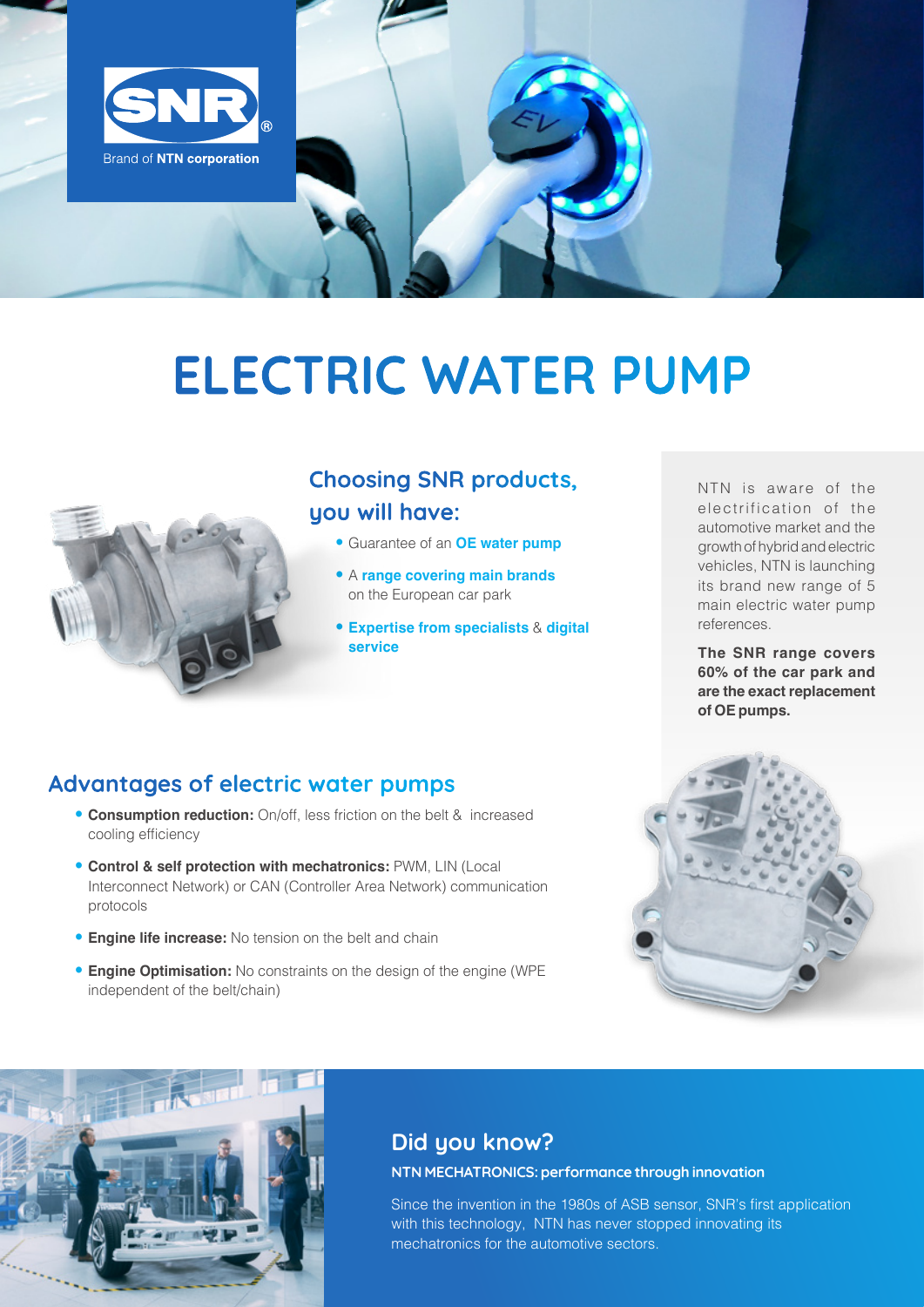SNR®

Brand of **NTN corporation**

# ELECTRIC WATER PUMP

## Choosing SNR products, you will have:

- Guarantee of an **OE water pump**
- A **range covering main brands** on the European car park
- **Expertise from specialists** & **digital service**

NTN is aware of the electrification of the automotive market and the growth of hybrid and electric vehicles, NTN is launching its brand new range of 5 main electric water pump references.

**The SNR range covers 60% of the car park and are the exact replacement of OE pumps.**

## Advantages of electric water pumps

- **Consumption reduction:** On/off, less friction on the belt & increased cooling efficiency
- **Control & self protection with mechatronics:** PWM, LIN (Local Interconnect Network) or CAN (Controller Area Network) communication protocols
- **Engine life increase:** No tension on the belt and chain
- **Engine Optimisation:** No constraints on the design of the engine (WPE independent of the belt/chain)

## Did you know?

**NTN MECHATRONICS: performance through innovation**

Since the invention in the 1980s of ASB sensor, SNR's first application with this technology, NTN has never stopped innovating its mechatronics for the automotive sectors.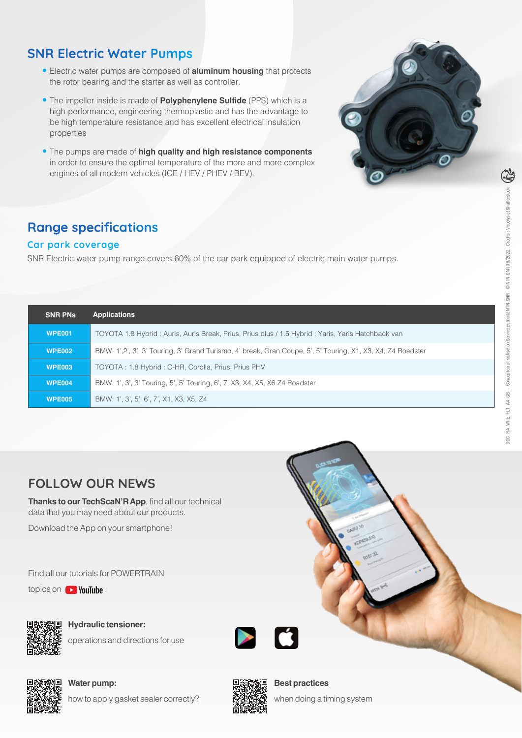## SNR Electric Water Pumps

- Electric water pumps are composed of **aluminum housing** that protects the rotor bearing and the starter as well as controller.
- The impeller inside is made of **Polyphenylene Sulfide** (PPS) which is a high-performance, engineering thermoplastic and has the advantage to be high temperature resistance and has excellent electrical insulation properties
- The pumps are made of **high quality and high resistance components** in order to ensure the optimal temperature of the more and more complex engines of all modern vehicles (ICE / HEV / PHEV / BEV).

## Range specifications

### Car park coverage

SNR Electric water pump range covers 60% of the car park equipped of electric main water pumps.

| SNR PNs | Applications |
| --- | --- |
| WPE001 | TOYOTA 1.8 Hybrid : Auris, Auris Break, Prius, Prius plus / 1.5 Hybrid : Yaris, Yaris Hatchback van |
| WPE002 | BMW: 1',2', 3', 3' Touring, 3' Grand Turismo, 4' break, Gran Coupe, 5', 5' Touring, X1, X3, X4, Z4 Roadster |
| WPE003 | TOYOTA : 1.8 Hybrid : C-HR, Corolla, Prius, Prius PHV |
| WPE004 | BMW: 1', 3', 3' Touring, 5', 5' Touring, 6', 7' X3, X4, X5, X6 Z4 Roadster |
| WPE005 | BMW: 1', 3', 5', 6', 7', X1, X3, X5, Z4 |

DOC_RA_WPE_FL1_A4_GB - Conception et réalisation Service publicité NTN-SNR - © NTN-SNR 06/2022 - Crédits : Visuelys et Shutterstock

## FOLLOW OUR NEWS

**Thanks to our TechScaN'R App**, find all our technical data that you may need about our products.

Download the App on your smartphone!

Find all our tutorials for POWERTRAIN topics on YouTube :

**Hydraulic tensioner:** operations and directions for use

**Water pump:** how to apply gasket sealer correctly?

**Best practices** when doing a timing system